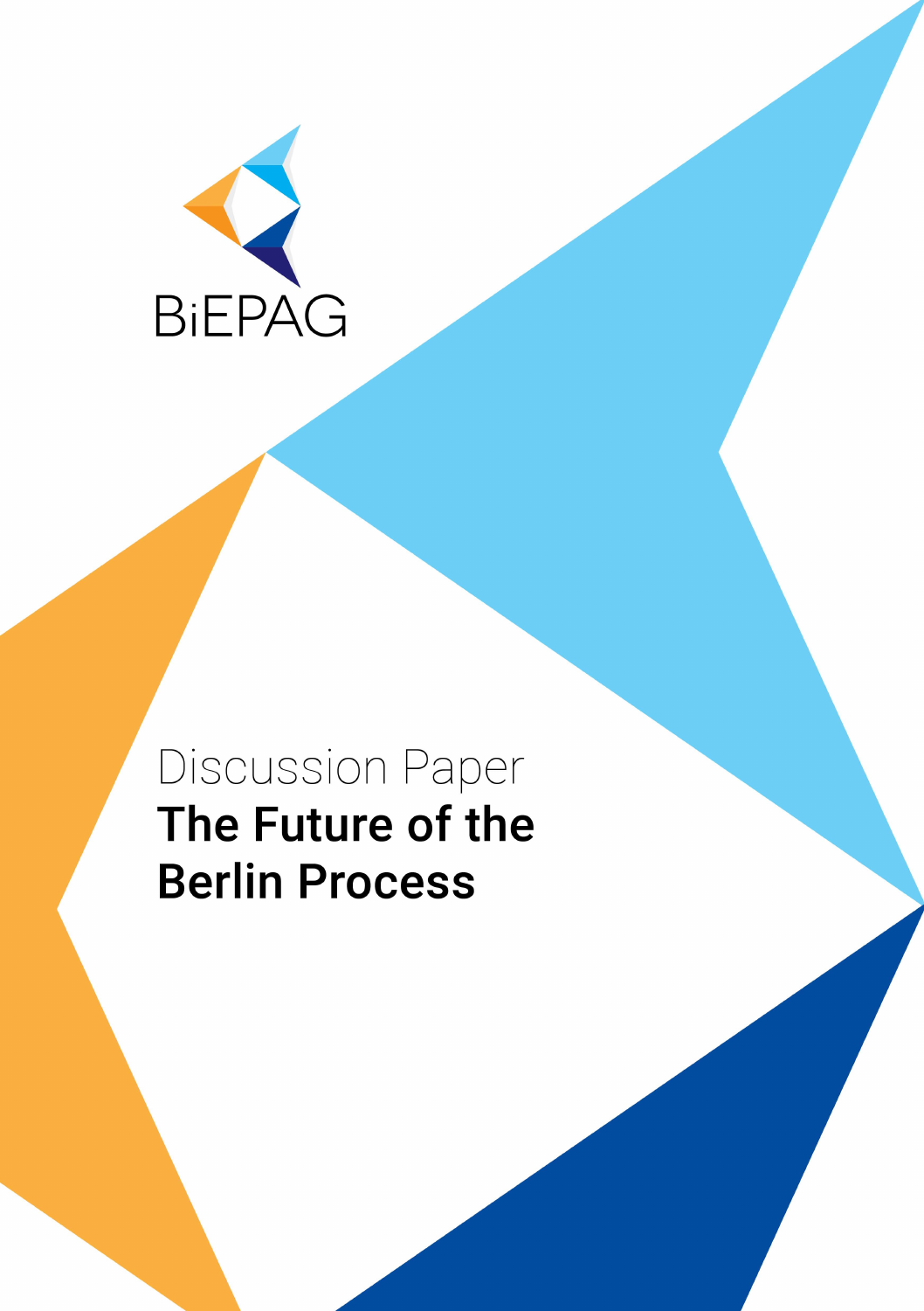BiEPAG

Discussion Paper

# The Future of the Berlin Process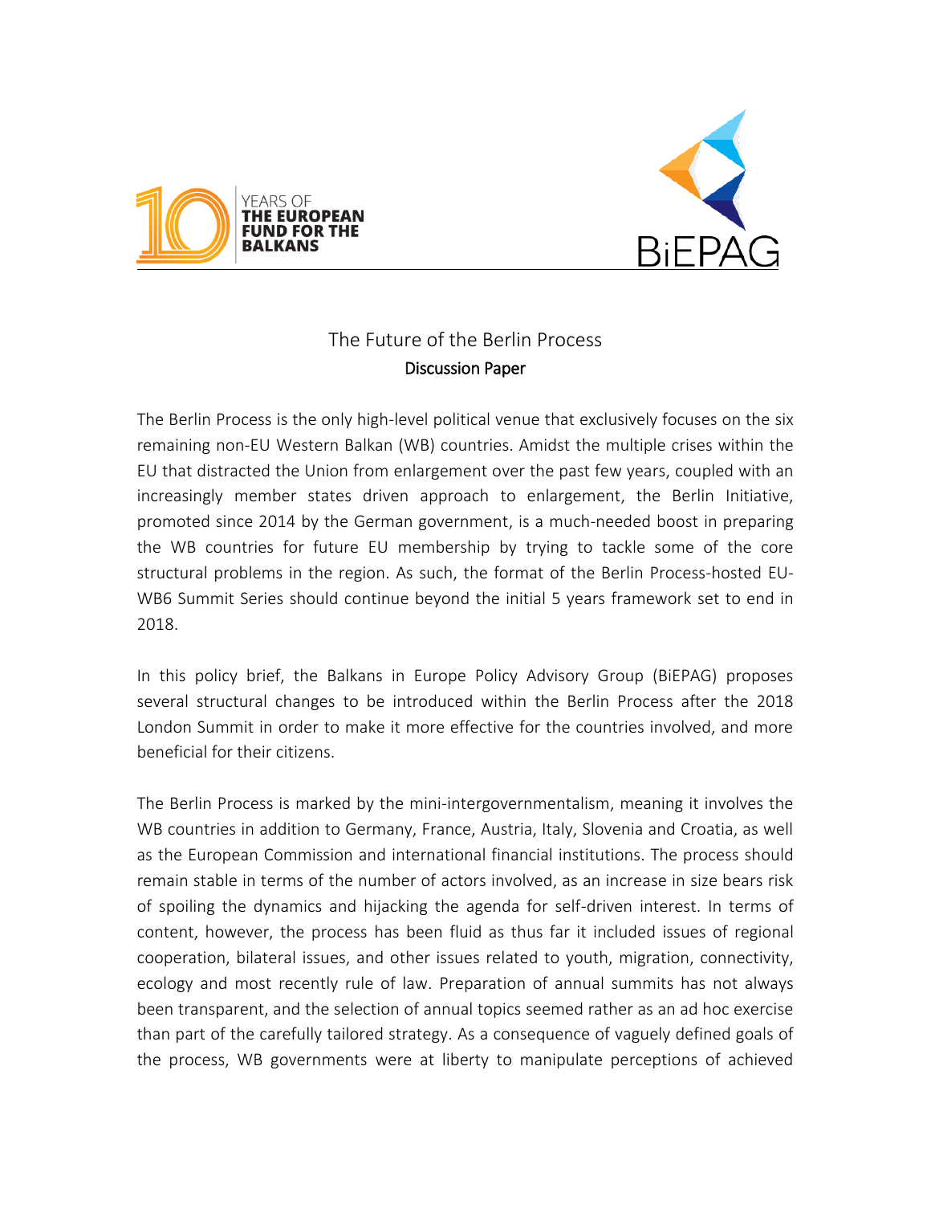The Future of the Berlin Process
Discussion Paper

The Berlin Process is the only high-level political venue that exclusively focuses on the six remaining non-EU Western Balkan (WB) countries. Amidst the multiple crises within the EU that distracted the Union from enlargement over the past few years, coupled with an increasingly member states driven approach to enlargement, the Berlin Initiative, promoted since 2014 by the German government, is a much-needed boost in preparing the WB countries for future EU membership by trying to tackle some of the core structural problems in the region. As such, the format of the Berlin Process-hosted EU-WB6 Summit Series should continue beyond the initial 5 years framework set to end in 2018.

In this policy brief, the Balkans in Europe Policy Advisory Group (BiEPAG) proposes several structural changes to be introduced within the Berlin Process after the 2018 London Summit in order to make it more effective for the countries involved, and more beneficial for their citizens.

The Berlin Process is marked by the mini-intergovernmentalism, meaning it involves the WB countries in addition to Germany, France, Austria, Italy, Slovenia and Croatia, as well as the European Commission and international financial institutions. The process should remain stable in terms of the number of actors involved, as an increase in size bears risk of spoiling the dynamics and hijacking the agenda for self-driven interest. In terms of content, however, the process has been fluid as thus far it included issues of regional cooperation, bilateral issues, and other issues related to youth, migration, connectivity, ecology and most recently rule of law. Preparation of annual summits has not always been transparent, and the selection of annual topics seemed rather as an ad hoc exercise than part of the carefully tailored strategy. As a consequence of vaguely defined goals of the process, WB governments were at liberty to manipulate perceptions of achieved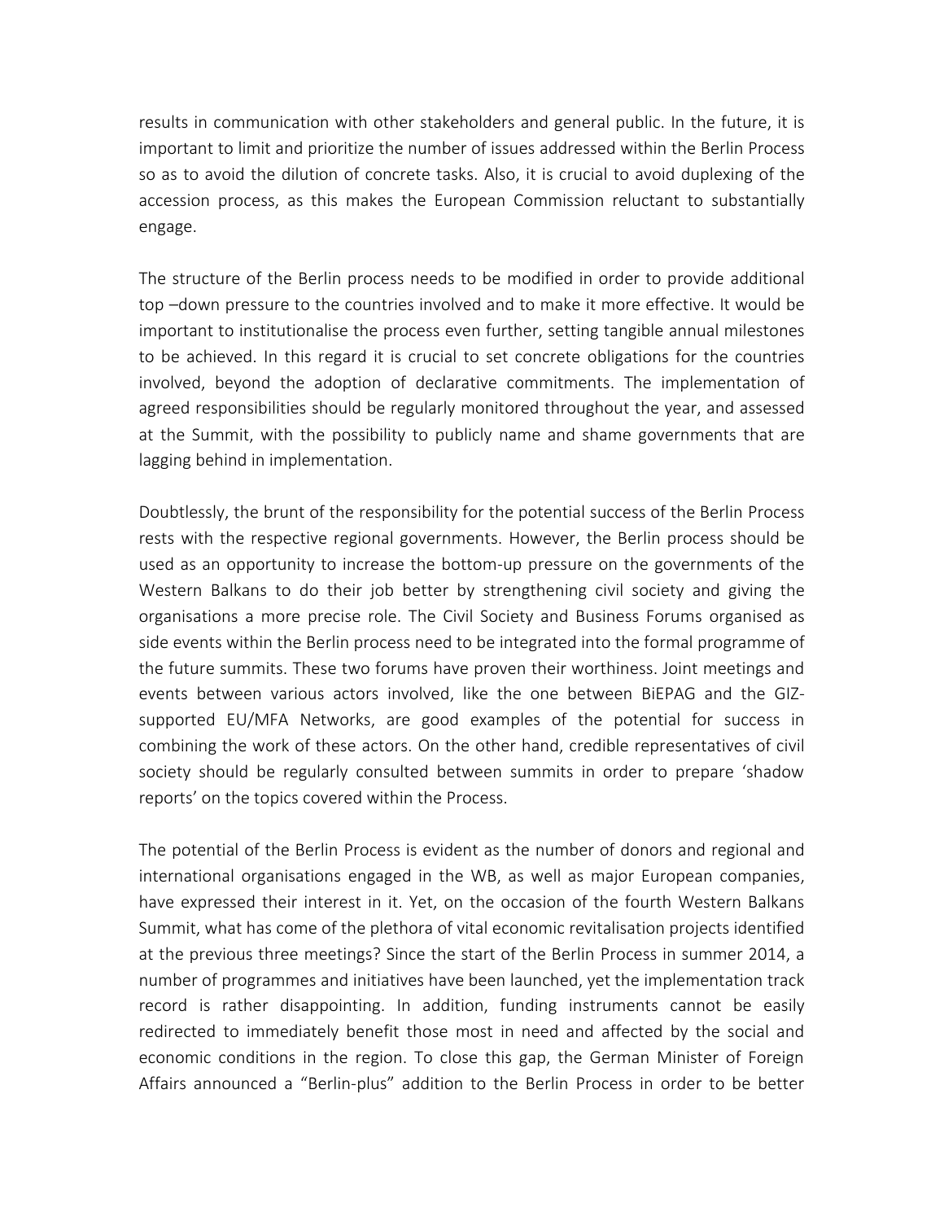results in communication with other stakeholders and general public. In the future, it is important to limit and prioritize the number of issues addressed within the Berlin Process so as to avoid the dilution of concrete tasks. Also, it is crucial to avoid duplexing of the accession process, as this makes the European Commission reluctant to substantially engage.

The structure of the Berlin process needs to be modified in order to provide additional top –down pressure to the countries involved and to make it more effective. It would be important to institutionalise the process even further, setting tangible annual milestones to be achieved. In this regard it is crucial to set concrete obligations for the countries involved, beyond the adoption of declarative commitments. The implementation of agreed responsibilities should be regularly monitored throughout the year, and assessed at the Summit, with the possibility to publicly name and shame governments that are lagging behind in implementation.

Doubtlessly, the brunt of the responsibility for the potential success of the Berlin Process rests with the respective regional governments. However, the Berlin process should be used as an opportunity to increase the bottom-up pressure on the governments of the Western Balkans to do their job better by strengthening civil society and giving the organisations a more precise role. The Civil Society and Business Forums organised as side events within the Berlin process need to be integrated into the formal programme of the future summits. These two forums have proven their worthiness. Joint meetings and events between various actors involved, like the one between BiEPAG and the GIZ-supported EU/MFA Networks, are good examples of the potential for success in combining the work of these actors. On the other hand, credible representatives of civil society should be regularly consulted between summits in order to prepare 'shadow reports' on the topics covered within the Process.

The potential of the Berlin Process is evident as the number of donors and regional and international organisations engaged in the WB, as well as major European companies, have expressed their interest in it. Yet, on the occasion of the fourth Western Balkans Summit, what has come of the plethora of vital economic revitalisation projects identified at the previous three meetings? Since the start of the Berlin Process in summer 2014, a number of programmes and initiatives have been launched, yet the implementation track record is rather disappointing. In addition, funding instruments cannot be easily redirected to immediately benefit those most in need and affected by the social and economic conditions in the region. To close this gap, the German Minister of Foreign Affairs announced a "Berlin-plus" addition to the Berlin Process in order to be better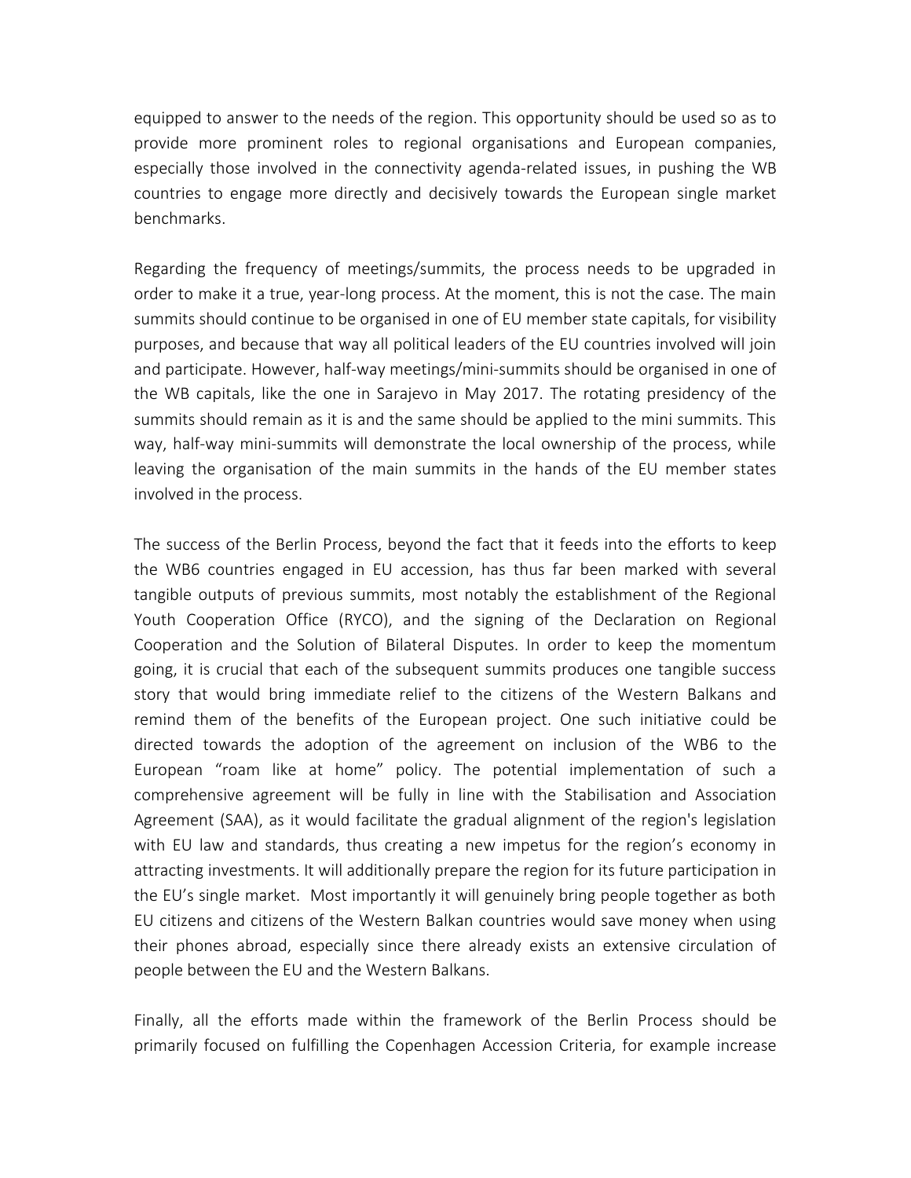equipped to answer to the needs of the region. This opportunity should be used so as to provide more prominent roles to regional organisations and European companies, especially those involved in the connectivity agenda-related issues, in pushing the WB countries to engage more directly and decisively towards the European single market benchmarks.

Regarding the frequency of meetings/summits, the process needs to be upgraded in order to make it a true, year-long process. At the moment, this is not the case. The main summits should continue to be organised in one of EU member state capitals, for visibility purposes, and because that way all political leaders of the EU countries involved will join and participate. However, half-way meetings/mini-summits should be organised in one of the WB capitals, like the one in Sarajevo in May 2017. The rotating presidency of the summits should remain as it is and the same should be applied to the mini summits. This way, half-way mini-summits will demonstrate the local ownership of the process, while leaving the organisation of the main summits in the hands of the EU member states involved in the process.

The success of the Berlin Process, beyond the fact that it feeds into the efforts to keep the WB6 countries engaged in EU accession, has thus far been marked with several tangible outputs of previous summits, most notably the establishment of the Regional Youth Cooperation Office (RYCO), and the signing of the Declaration on Regional Cooperation and the Solution of Bilateral Disputes. In order to keep the momentum going, it is crucial that each of the subsequent summits produces one tangible success story that would bring immediate relief to the citizens of the Western Balkans and remind them of the benefits of the European project. One such initiative could be directed towards the adoption of the agreement on inclusion of the WB6 to the European "roam like at home" policy. The potential implementation of such a comprehensive agreement will be fully in line with the Stabilisation and Association Agreement (SAA), as it would facilitate the gradual alignment of the region's legislation with EU law and standards, thus creating a new impetus for the region's economy in attracting investments. It will additionally prepare the region for its future participation in the EU's single market. Most importantly it will genuinely bring people together as both EU citizens and citizens of the Western Balkan countries would save money when using their phones abroad, especially since there already exists an extensive circulation of people between the EU and the Western Balkans.

Finally, all the efforts made within the framework of the Berlin Process should be primarily focused on fulfilling the Copenhagen Accession Criteria, for example increase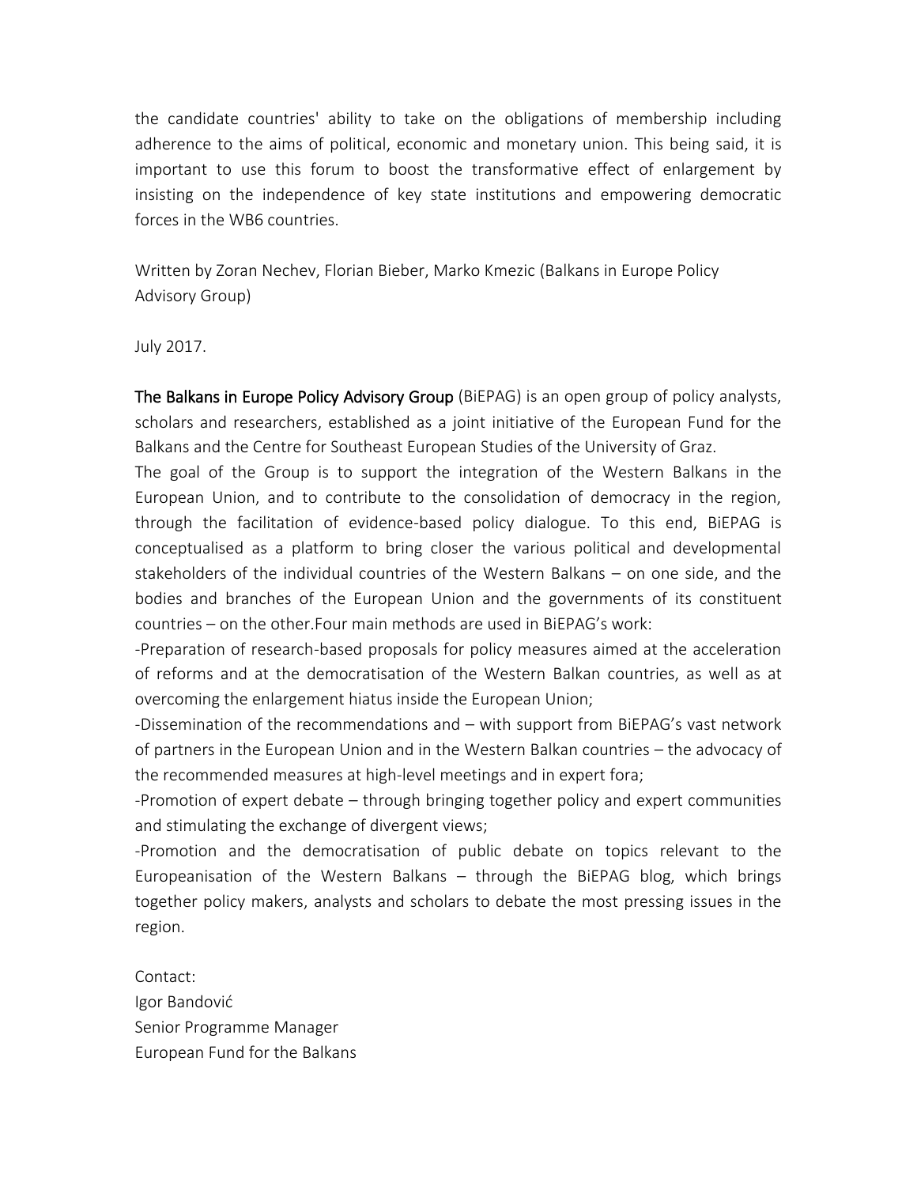the candidate countries' ability to take on the obligations of membership including adherence to the aims of political, economic and monetary union. This being said, it is important to use this forum to boost the transformative effect of enlargement by insisting on the independence of key state institutions and empowering democratic forces in the WB6 countries.

Written by Zoran Nechev, Florian Bieber, Marko Kmezic (Balkans in Europe Policy Advisory Group)

July 2017.

**The Balkans in Europe Policy Advisory Group** (BiEPAG) is an open group of policy analysts, scholars and researchers, established as a joint initiative of the European Fund for the Balkans and the Centre for Southeast European Studies of the University of Graz.

The goal of the Group is to support the integration of the Western Balkans in the European Union, and to contribute to the consolidation of democracy in the region, through the facilitation of evidence-based policy dialogue. To this end, BiEPAG is conceptualised as a platform to bring closer the various political and developmental stakeholders of the individual countries of the Western Balkans – on one side, and the bodies and branches of the European Union and the governments of its constituent countries – on the other.Four main methods are used in BiEPAG's work:

-Preparation of research-based proposals for policy measures aimed at the acceleration of reforms and at the democratisation of the Western Balkan countries, as well as at overcoming the enlargement hiatus inside the European Union;

-Dissemination of the recommendations and – with support from BiEPAG's vast network of partners in the European Union and in the Western Balkan countries – the advocacy of the recommended measures at high-level meetings and in expert fora;

-Promotion of expert debate – through bringing together policy and expert communities and stimulating the exchange of divergent views;

-Promotion and the democratisation of public debate on topics relevant to the Europeanisation of the Western Balkans – through the BiEPAG blog, which brings together policy makers, analysts and scholars to debate the most pressing issues in the region.

Contact:
Igor Bandović
Senior Programme Manager
European Fund for the Balkans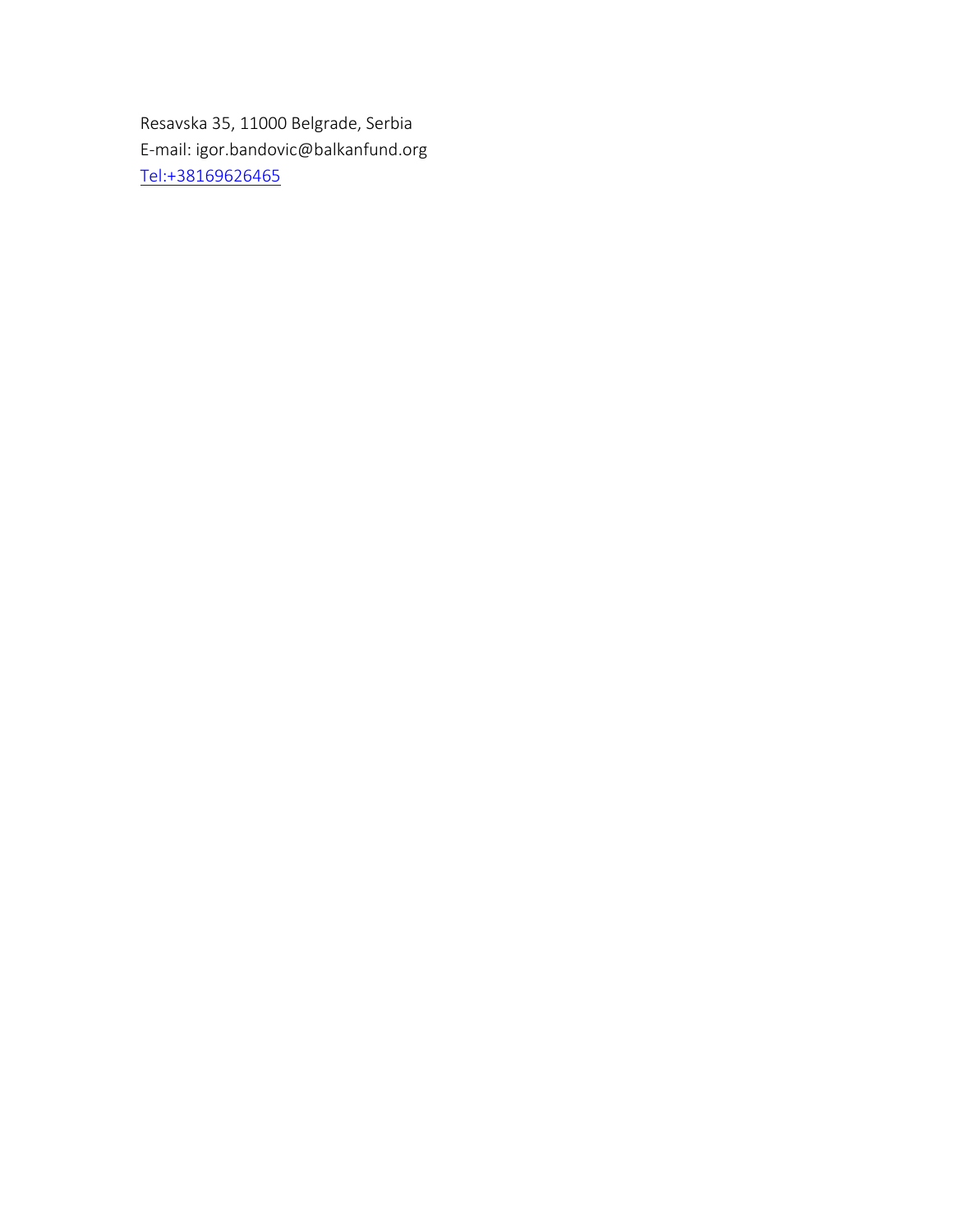Resavska 35, 11000 Belgrade, Serbia
E-mail: igor.bandovic@balkanfund.org
Tel:+38169626465